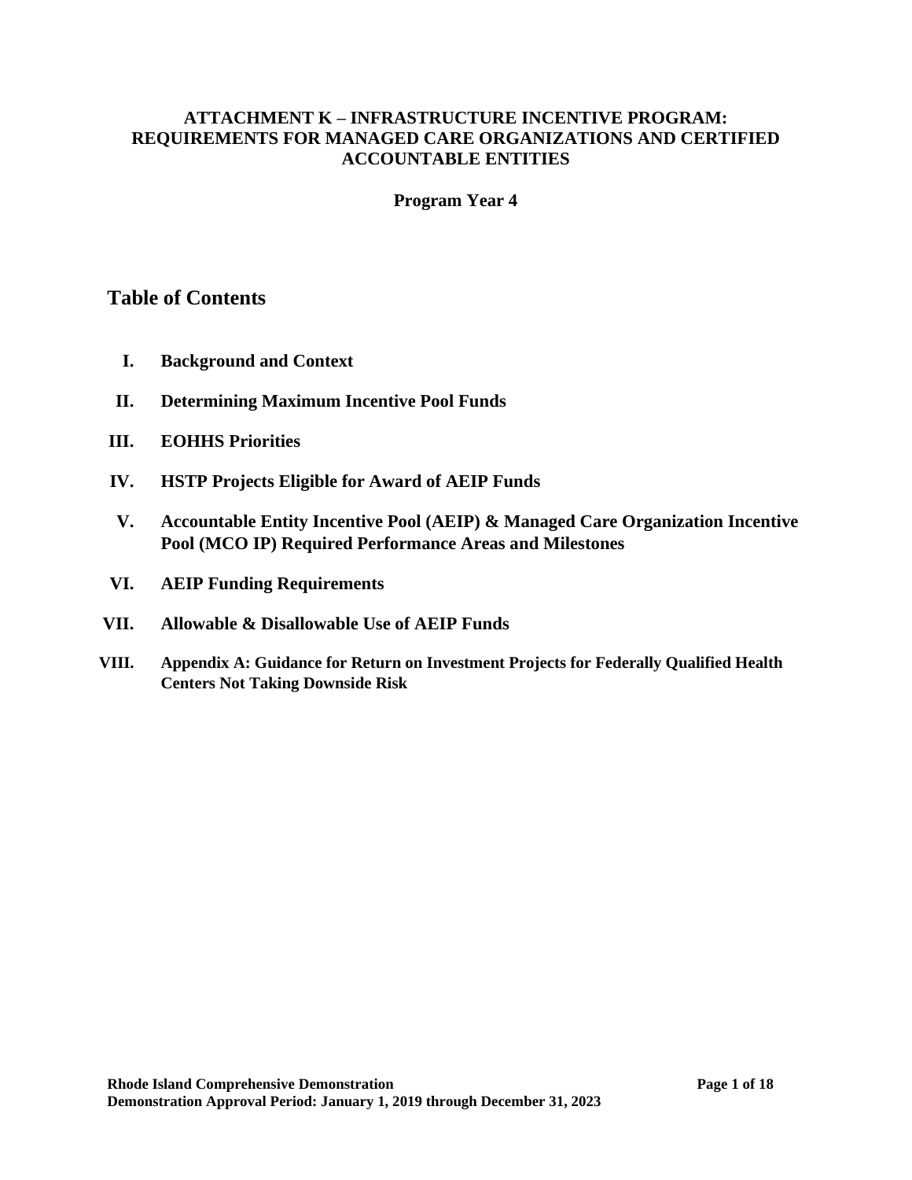# ATTACHMENT K – INFRASTRUCTURE INCENTIVE PROGRAM: REQUIREMENTS FOR MANAGED CARE ORGANIZATIONS AND CERTIFIED ACCOUNTABLE ENTITIES

**Program Year 4**

## Table of Contents

- **I. Background and Context**
- **II. Determining Maximum Incentive Pool Funds**
- **III. EOHHS Priorities**
- **IV. HSTP Projects Eligible for Award of AEIP Funds**
- **V. Accountable Entity Incentive Pool (AEIP) & Managed Care Organization Incentive Pool (MCO IP) Required Performance Areas and Milestones**
- **VI. AEIP Funding Requirements**
- **VII. Allowable & Disallowable Use of AEIP Funds**
- **VIII. Appendix A: Guidance for Return on Investment Projects for Federally Qualified Health Centers Not Taking Downside Risk**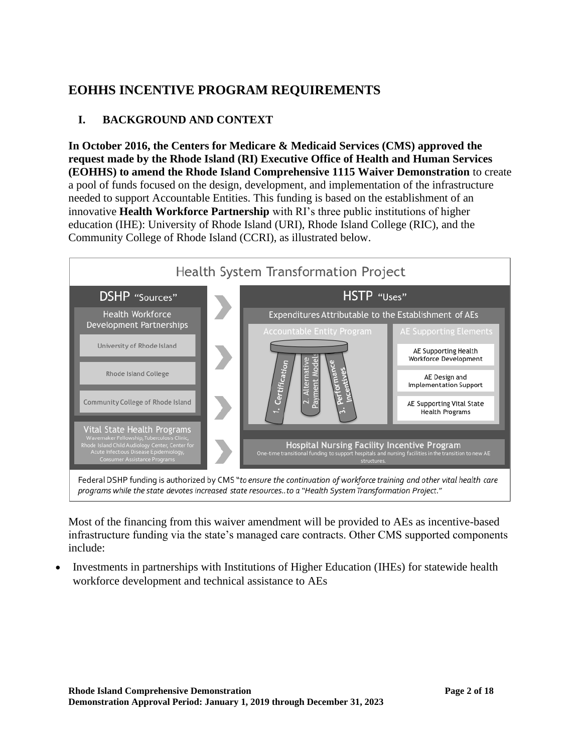# EOHHS INCENTIVE PROGRAM REQUIREMENTS

## I. BACKGROUND AND CONTEXT

**In October 2016, the Centers for Medicare & Medicaid Services (CMS) approved the request made by the Rhode Island (RI) Executive Office of Health and Human Services (EOHHS) to amend the Rhode Island Comprehensive 1115 Waiver Demonstration** to create a pool of funds focused on the design, development, and implementation of the infrastructure needed to support Accountable Entities. This funding is based on the establishment of an innovative **Health Workforce Partnership** with RI's three public institutions of higher education (IHE): University of Rhode Island (URI), Rhode Island College (RIC), and the Community College of Rhode Island (CCRI), as illustrated below.

**Health System Transformation Project**

**DSHP "Sources"**

- Health Workforce Development Partnerships
  - University of Rhode Island
  - Rhode Island College
  - Community College of Rhode Island
- Vital State Health Programs
  - Wavemaker Fellowship, Tuberculosis Clinic, Rhode Island Child Audiology Center, Center for Acute Infectious Disease Epidemiology, Consumer Assistance Programs

**HSTP "Uses"**

- Expenditures Attributable to the Establishment of AEs
  - Accountable Entity Program
    - 1. Certification
    - 2. Alternative Payment Models
    - 3. Performance Incentives
  - AE Supporting Elements
    - AE Supporting Health Workforce Development
    - AE Design and Implementation Support
    - AE Supporting Vital State Health Programs
- Hospital Nursing Facility Incentive Program
  - One-time transitional funding to support hospitals and nursing facilities in the transition to new AE structures.

Federal DSHP funding is authorized by CMS "*to ensure the continuation of workforce training and other vital health care programs while the state devotes increased state resources..to a "Health System Transformation Project."*

Most of the financing from this waiver amendment will be provided to AEs as incentive-based infrastructure funding via the state's managed care contracts. Other CMS supported components include:

- Investments in partnerships with Institutions of Higher Education (IHEs) for statewide health workforce development and technical assistance to AEs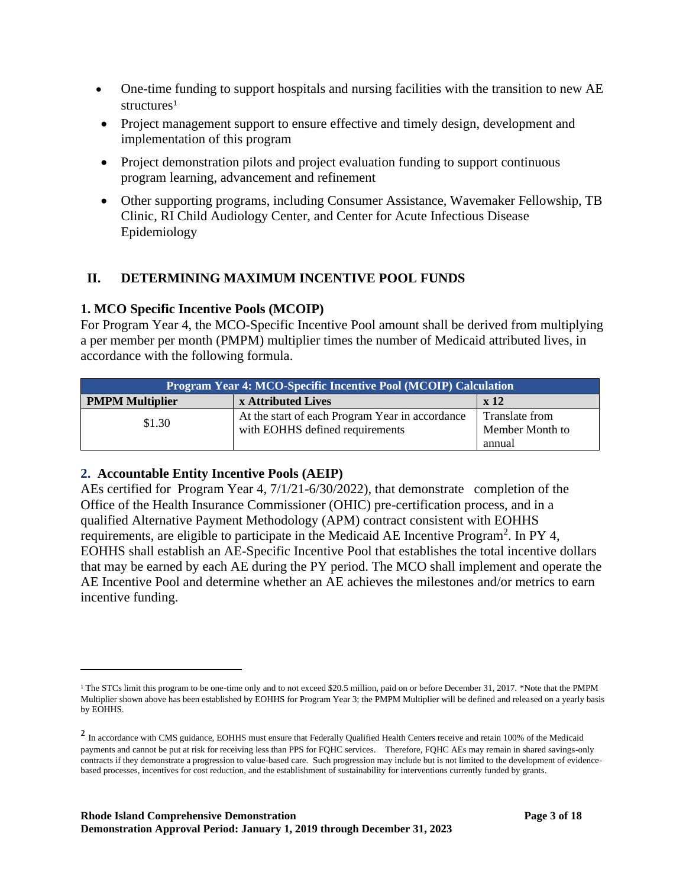- One-time funding to support hospitals and nursing facilities with the transition to new AE structures[1]
- Project management support to ensure effective and timely design, development and implementation of this program
- Project demonstration pilots and project evaluation funding to support continuous program learning, advancement and refinement
- Other supporting programs, including Consumer Assistance, Wavemaker Fellowship, TB Clinic, RI Child Audiology Center, and Center for Acute Infectious Disease Epidemiology

## II. DETERMINING MAXIMUM INCENTIVE POOL FUNDS

### 1. MCO Specific Incentive Pools (MCOIP)

For Program Year 4, the MCO-Specific Incentive Pool amount shall be derived from multiplying a per member per month (PMPM) multiplier times the number of Medicaid attributed lives, in accordance with the following formula.

| Program Year 4: MCO-Specific Incentive Pool (MCOIP) Calculation | | |
|---|---|---|
| **PMPM Multiplier** | **x Attributed Lives** | **x 12** |
| $1.30 | At the start of each Program Year in accordance with EOHHS defined requirements | Translate from Member Month to annual |

### 2. Accountable Entity Incentive Pools (AEIP)

AEs certified for Program Year 4, 7/1/21-6/30/2022), that demonstrate completion of the Office of the Health Insurance Commissioner (OHIC) pre-certification process, and in a qualified Alternative Payment Methodology (APM) contract consistent with EOHHS requirements, are eligible to participate in the Medicaid AE Incentive Program[2]. In PY 4, EOHHS shall establish an AE-Specific Incentive Pool that establishes the total incentive dollars that may be earned by each AE during the PY period. The MCO shall implement and operate the AE Incentive Pool and determine whether an AE achieves the milestones and/or metrics to earn incentive funding.

---

[1] The STCs limit this program to be one-time only and to not exceed $20.5 million, paid on or before December 31, 2017. *Note that the PMPM Multiplier shown above has been established by EOHHS for Program Year 3; the PMPM Multiplier will be defined and released on a yearly basis by EOHHS.

[2] In accordance with CMS guidance, EOHHS must ensure that Federally Qualified Health Centers receive and retain 100% of the Medicaid payments and cannot be put at risk for receiving less than PPS for FQHC services. Therefore, FQHC AEs may remain in shared savings-only contracts if they demonstrate a progression to value-based care. Such progression may include but is not limited to the development of evidence-based processes, incentives for cost reduction, and the establishment of sustainability for interventions currently funded by grants.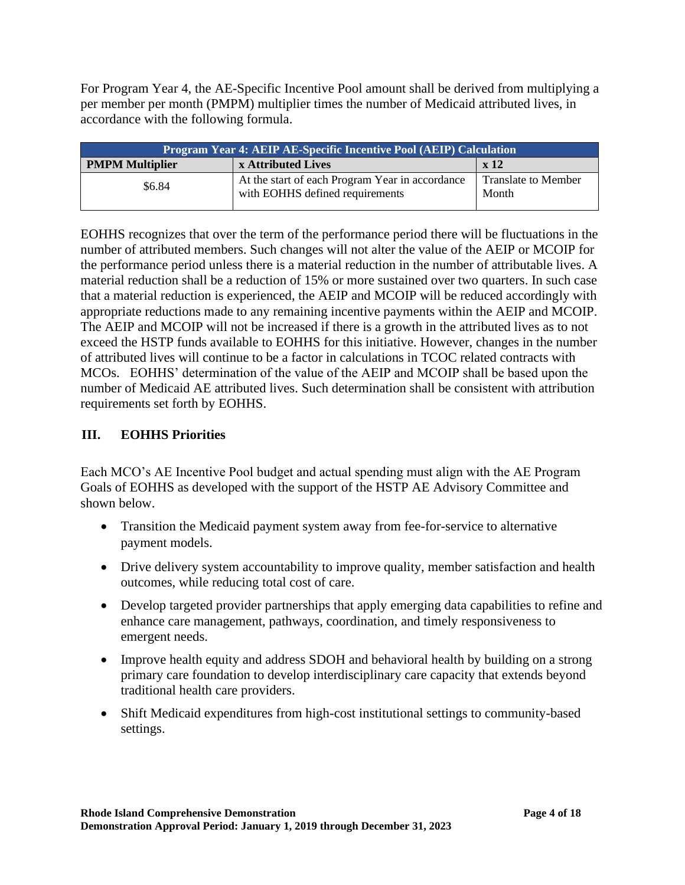For Program Year 4, the AE-Specific Incentive Pool amount shall be derived from multiplying a per member per month (PMPM) multiplier times the number of Medicaid attributed lives, in accordance with the following formula.

| Program Year 4: AEIP AE-Specific Incentive Pool (AEIP) Calculation | | |
|---|---|---|
| **PMPM Multiplier** | **x Attributed Lives** | **x 12** |
| $6.84 | At the start of each Program Year in accordance with EOHHS defined requirements | Translate to Member Month |

EOHHS recognizes that over the term of the performance period there will be fluctuations in the number of attributed members. Such changes will not alter the value of the AEIP or MCOIP for the performance period unless there is a material reduction in the number of attributable lives. A material reduction shall be a reduction of 15% or more sustained over two quarters. In such case that a material reduction is experienced, the AEIP and MCOIP will be reduced accordingly with appropriate reductions made to any remaining incentive payments within the AEIP and MCOIP. The AEIP and MCOIP will not be increased if there is a growth in the attributed lives as to not exceed the HSTP funds available to EOHHS for this initiative. However, changes in the number of attributed lives will continue to be a factor in calculations in TCOC related contracts with MCOs. EOHHS' determination of the value of the AEIP and MCOIP shall be based upon the number of Medicaid AE attributed lives. Such determination shall be consistent with attribution requirements set forth by EOHHS.

## III. EOHHS Priorities

Each MCO's AE Incentive Pool budget and actual spending must align with the AE Program Goals of EOHHS as developed with the support of the HSTP AE Advisory Committee and shown below.

- Transition the Medicaid payment system away from fee-for-service to alternative payment models.
- Drive delivery system accountability to improve quality, member satisfaction and health outcomes, while reducing total cost of care.
- Develop targeted provider partnerships that apply emerging data capabilities to refine and enhance care management, pathways, coordination, and timely responsiveness to emergent needs.
- Improve health equity and address SDOH and behavioral health by building on a strong primary care foundation to develop interdisciplinary care capacity that extends beyond traditional health care providers.
- Shift Medicaid expenditures from high-cost institutional settings to community-based settings.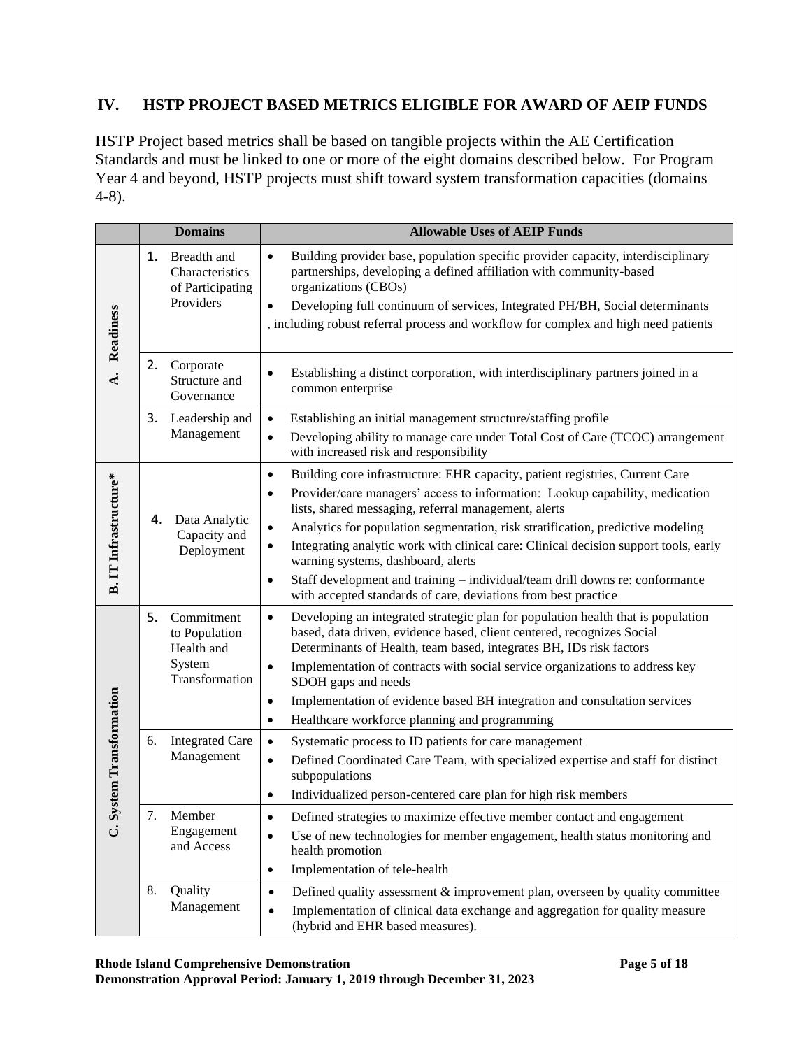## IV. HSTP PROJECT BASED METRICS ELIGIBLE FOR AWARD OF AEIP FUNDS

HSTP Project based metrics shall be based on tangible projects within the AE Certification Standards and must be linked to one or more of the eight domains described below. For Program Year 4 and beyond, HSTP projects must shift toward system transformation capacities (domains 4-8).

| | Domains | Allowable Uses of AEIP Funds |
|---|---|---|
| A. Readiness | 1. Breadth and Characteristics of Participating Providers | • Building provider base, population specific provider capacity, interdisciplinary partnerships, developing a defined affiliation with community-based organizations (CBOs)<br>• Developing full continuum of services, Integrated PH/BH, Social determinants , including robust referral process and workflow for complex and high need patients |
| | 2. Corporate Structure and Governance | • Establishing a distinct corporation, with interdisciplinary partners joined in a common enterprise |
| | 3. Leadership and Management | • Establishing an initial management structure/staffing profile<br>• Developing ability to manage care under Total Cost of Care (TCOC) arrangement with increased risk and responsibility |
| B. IT Infrastructure* | 4. Data Analytic Capacity and Deployment | • Building core infrastructure: EHR capacity, patient registries, Current Care<br>• Provider/care managers' access to information: Lookup capability, medication lists, shared messaging, referral management, alerts<br>• Analytics for population segmentation, risk stratification, predictive modeling<br>• Integrating analytic work with clinical care: Clinical decision support tools, early warning systems, dashboard, alerts<br>• Staff development and training – individual/team drill downs re: conformance with accepted standards of care, deviations from best practice |
| C. System Transformation | 5. Commitment to Population Health and System Transformation | • Developing an integrated strategic plan for population health that is population based, data driven, evidence based, client centered, recognizes Social Determinants of Health, team based, integrates BH, IDs risk factors<br>• Implementation of contracts with social service organizations to address key SDOH gaps and needs<br>• Implementation of evidence based BH integration and consultation services<br>• Healthcare workforce planning and programming |
| | 6. Integrated Care Management | • Systematic process to ID patients for care management<br>• Defined Coordinated Care Team, with specialized expertise and staff for distinct subpopulations<br>• Individualized person-centered care plan for high risk members |
| | 7. Member Engagement and Access | • Defined strategies to maximize effective member contact and engagement<br>• Use of new technologies for member engagement, health status monitoring and health promotion<br>• Implementation of tele-health |
| | 8. Quality Management | • Defined quality assessment & improvement plan, overseen by quality committee<br>• Implementation of clinical data exchange and aggregation for quality measure (hybrid and EHR based measures). |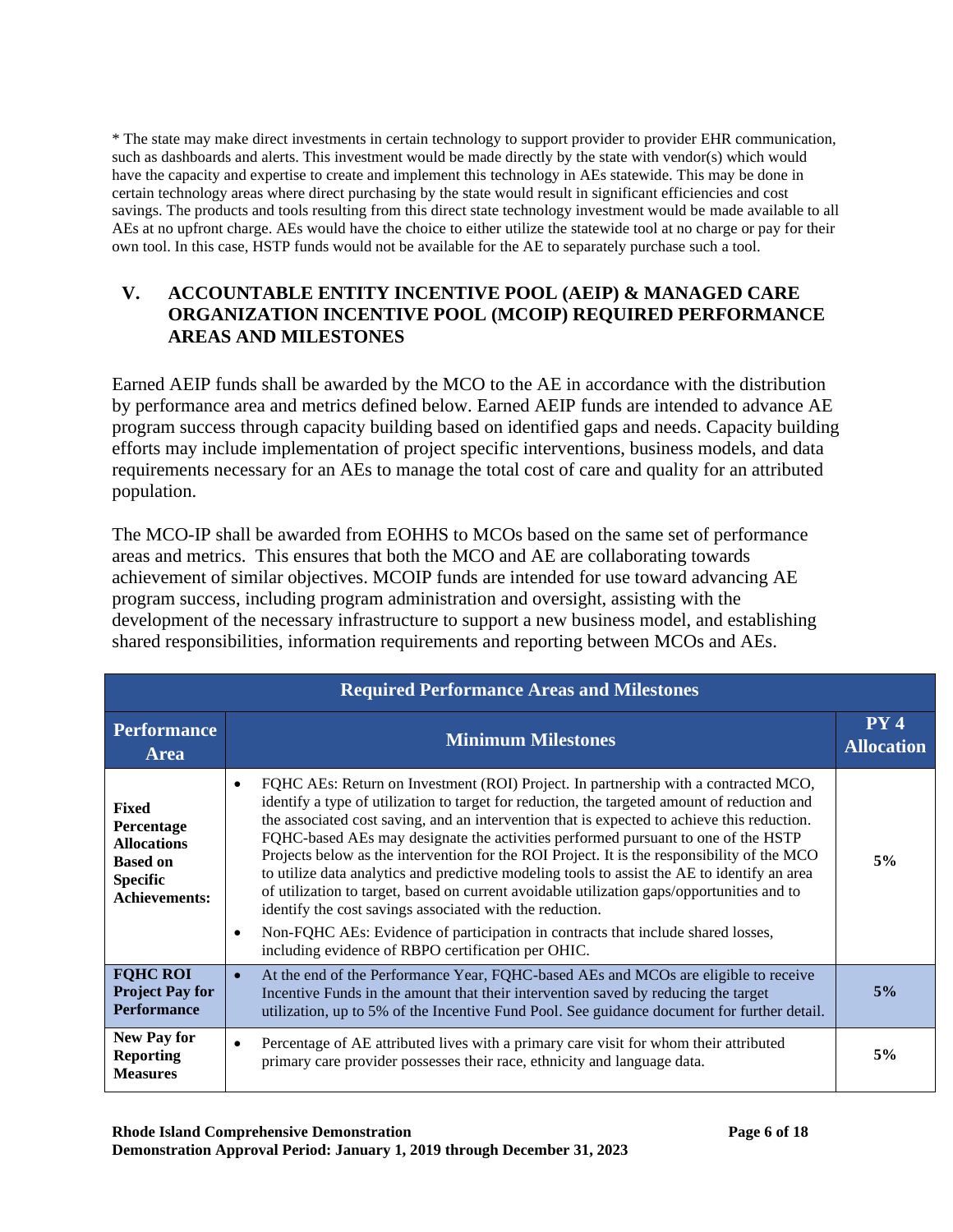* The state may make direct investments in certain technology to support provider to provider EHR communication, such as dashboards and alerts. This investment would be made directly by the state with vendor(s) which would have the capacity and expertise to create and implement this technology in AEs statewide. This may be done in certain technology areas where direct purchasing by the state would result in significant efficiencies and cost savings. The products and tools resulting from this direct state technology investment would be made available to all AEs at no upfront charge. AEs would have the choice to either utilize the statewide tool at no charge or pay for their own tool. In this case, HSTP funds would not be available for the AE to separately purchase such a tool.

## V. ACCOUNTABLE ENTITY INCENTIVE POOL (AEIP) & MANAGED CARE ORGANIZATION INCENTIVE POOL (MCOIP) REQUIRED PERFORMANCE AREAS AND MILESTONES

Earned AEIP funds shall be awarded by the MCO to the AE in accordance with the distribution by performance area and metrics defined below. Earned AEIP funds are intended to advance AE program success through capacity building based on identified gaps and needs. Capacity building efforts may include implementation of project specific interventions, business models, and data requirements necessary for an AEs to manage the total cost of care and quality for an attributed population.

The MCO-IP shall be awarded from EOHHS to MCOs based on the same set of performance areas and metrics. This ensures that both the MCO and AE are collaborating towards achievement of similar objectives. MCOIP funds are intended for use toward advancing AE program success, including program administration and oversight, assisting with the development of the necessary infrastructure to support a new business model, and establishing shared responsibilities, information requirements and reporting between MCOs and AEs.

| Required Performance Areas and Milestones | | |
|---|---|---|
| **Performance Area** | **Minimum Milestones** | **PY 4 Allocation** |
| **Fixed Percentage Allocations Based on Specific Achievements:** | • FQHC AEs: Return on Investment (ROI) Project. In partnership with a contracted MCO, identify a type of utilization to target for reduction, the targeted amount of reduction and the associated cost saving, and an intervention that is expected to achieve this reduction. FQHC-based AEs may designate the activities performed pursuant to one of the HSTP Projects below as the intervention for the ROI Project. It is the responsibility of the MCO to utilize data analytics and predictive modeling tools to assist the AE to identify an area of utilization to target, based on current avoidable utilization gaps/opportunities and to identify the cost savings associated with the reduction.<br>• Non-FQHC AEs: Evidence of participation in contracts that include shared losses, including evidence of RBPO certification per OHIC. | 5% |
| **FQHC ROI Project Pay for Performance** | • At the end of the Performance Year, FQHC-based AEs and MCOs are eligible to receive Incentive Funds in the amount that their intervention saved by reducing the target utilization, up to 5% of the Incentive Fund Pool. See guidance document for further detail. | 5% |
| **New Pay for Reporting Measures** | • Percentage of AE attributed lives with a primary care visit for whom their attributed primary care provider possesses their race, ethnicity and language data. | 5% |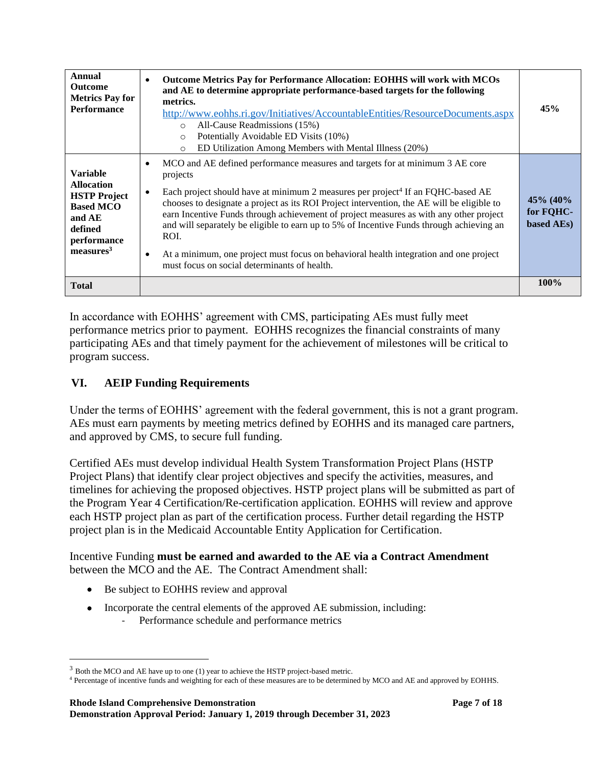| **Annual Outcome Metrics Pay for Performance** | • **Outcome Metrics Pay for Performance Allocation: EOHHS will work with MCOs and AE to determine appropriate performance-based targets for the following metrics.** http://www.eohhs.ri.gov/Initiatives/AccountableEntities/ResourceDocuments.aspx <br>○ All-Cause Readmissions (15%) <br>○ Potentially Avoidable ED Visits (10%) <br>○ ED Utilization Among Members with Mental Illness (20%) | **45%** |
|---|---|---|
| **Variable Allocation HSTP Project Based MCO and AE defined performance measures**[3] | • MCO and AE defined performance measures and targets for at minimum 3 AE core projects <br>• Each project should have at minimum 2 measures per project[4] If an FQHC-based AE chooses to designate a project as its ROI Project intervention, the AE will be eligible to earn Incentive Funds through achievement of project measures as with any other project and will separately be eligible to earn up to 5% of Incentive Funds through achieving an ROI. <br>• At a minimum, one project must focus on behavioral health integration and one project must focus on social determinants of health. | **45% (40% for FQHC-based AEs)** |
| **Total** | | **100%** |

In accordance with EOHHS' agreement with CMS, participating AEs must fully meet performance metrics prior to payment. EOHHS recognizes the financial constraints of many participating AEs and that timely payment for the achievement of milestones will be critical to program success.

## VI. AEIP Funding Requirements

Under the terms of EOHHS' agreement with the federal government, this is not a grant program. AEs must earn payments by meeting metrics defined by EOHHS and its managed care partners, and approved by CMS, to secure full funding.

Certified AEs must develop individual Health System Transformation Project Plans (HSTP Project Plans) that identify clear project objectives and specify the activities, measures, and timelines for achieving the proposed objectives. HSTP project plans will be submitted as part of the Program Year 4 Certification/Re-certification application. EOHHS will review and approve each HSTP project plan as part of the certification process. Further detail regarding the HSTP project plan is in the Medicaid Accountable Entity Application for Certification.

Incentive Funding **must be earned and awarded to the AE via a Contract Amendment** between the MCO and the AE. The Contract Amendment shall:

- Be subject to EOHHS review and approval
- Incorporate the central elements of the approved AE submission, including:
  - Performance schedule and performance metrics

---

[3] Both the MCO and AE have up to one (1) year to achieve the HSTP project-based metric.

[4] Percentage of incentive funds and weighting for each of these measures are to be determined by MCO and AE and approved by EOHHS.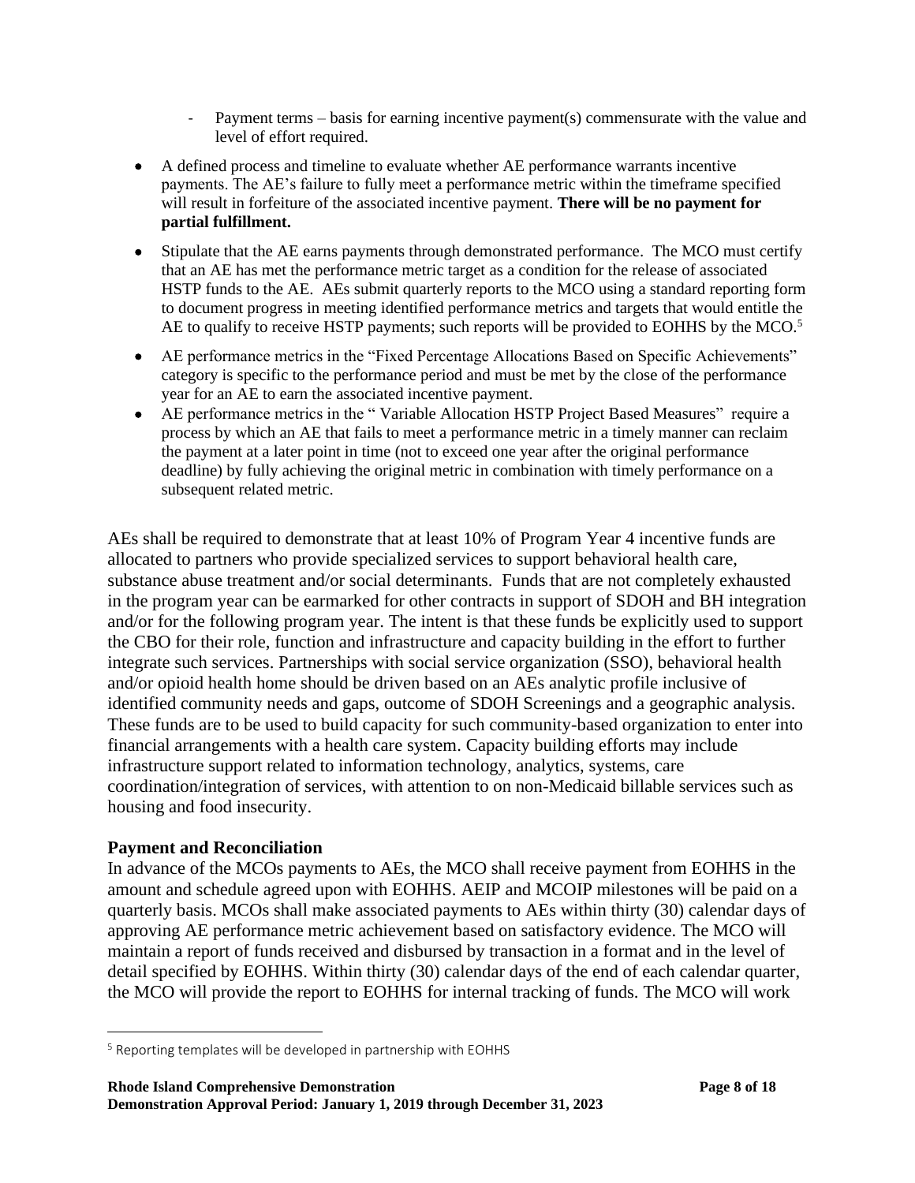- Payment terms – basis for earning incentive payment(s) commensurate with the value and level of effort required.

- A defined process and timeline to evaluate whether AE performance warrants incentive payments. The AE's failure to fully meet a performance metric within the timeframe specified will result in forfeiture of the associated incentive payment. **There will be no payment for partial fulfillment.**
- Stipulate that the AE earns payments through demonstrated performance. The MCO must certify that an AE has met the performance metric target as a condition for the release of associated HSTP funds to the AE. AEs submit quarterly reports to the MCO using a standard reporting form to document progress in meeting identified performance metrics and targets that would entitle the AE to qualify to receive HSTP payments; such reports will be provided to EOHHS by the MCO.[5]
- AE performance metrics in the "Fixed Percentage Allocations Based on Specific Achievements" category is specific to the performance period and must be met by the close of the performance year for an AE to earn the associated incentive payment.
- AE performance metrics in the " Variable Allocation HSTP Project Based Measures" require a process by which an AE that fails to meet a performance metric in a timely manner can reclaim the payment at a later point in time (not to exceed one year after the original performance deadline) by fully achieving the original metric in combination with timely performance on a subsequent related metric.

AEs shall be required to demonstrate that at least 10% of Program Year 4 incentive funds are allocated to partners who provide specialized services to support behavioral health care, substance abuse treatment and/or social determinants. Funds that are not completely exhausted in the program year can be earmarked for other contracts in support of SDOH and BH integration and/or for the following program year. The intent is that these funds be explicitly used to support the CBO for their role, function and infrastructure and capacity building in the effort to further integrate such services. Partnerships with social service organization (SSO), behavioral health and/or opioid health home should be driven based on an AEs analytic profile inclusive of identified community needs and gaps, outcome of SDOH Screenings and a geographic analysis. These funds are to be used to build capacity for such community-based organization to enter into financial arrangements with a health care system. Capacity building efforts may include infrastructure support related to information technology, analytics, systems, care coordination/integration of services, with attention to on non-Medicaid billable services such as housing and food insecurity.

### Payment and Reconciliation

In advance of the MCOs payments to AEs, the MCO shall receive payment from EOHHS in the amount and schedule agreed upon with EOHHS. AEIP and MCOIP milestones will be paid on a quarterly basis. MCOs shall make associated payments to AEs within thirty (30) calendar days of approving AE performance metric achievement based on satisfactory evidence. The MCO will maintain a report of funds received and disbursed by transaction in a format and in the level of detail specified by EOHHS. Within thirty (30) calendar days of the end of each calendar quarter, the MCO will provide the report to EOHHS for internal tracking of funds. The MCO will work

[5] Reporting templates will be developed in partnership with EOHHS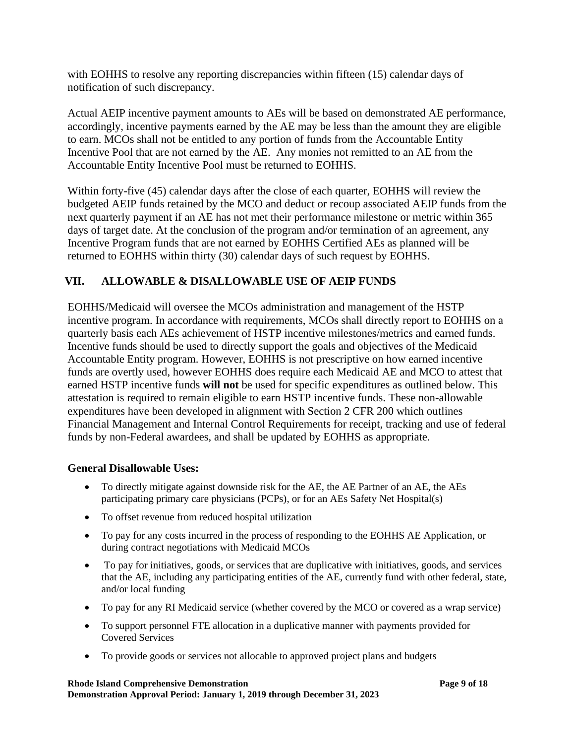with EOHHS to resolve any reporting discrepancies within fifteen (15) calendar days of notification of such discrepancy.

Actual AEIP incentive payment amounts to AEs will be based on demonstrated AE performance, accordingly, incentive payments earned by the AE may be less than the amount they are eligible to earn. MCOs shall not be entitled to any portion of funds from the Accountable Entity Incentive Pool that are not earned by the AE. Any monies not remitted to an AE from the Accountable Entity Incentive Pool must be returned to EOHHS.

Within forty-five (45) calendar days after the close of each quarter, EOHHS will review the budgeted AEIP funds retained by the MCO and deduct or recoup associated AEIP funds from the next quarterly payment if an AE has not met their performance milestone or metric within 365 days of target date. At the conclusion of the program and/or termination of an agreement, any Incentive Program funds that are not earned by EOHHS Certified AEs as planned will be returned to EOHHS within thirty (30) calendar days of such request by EOHHS.

## VII. ALLOWABLE & DISALLOWABLE USE OF AEIP FUNDS

EOHHS/Medicaid will oversee the MCOs administration and management of the HSTP incentive program. In accordance with requirements, MCOs shall directly report to EOHHS on a quarterly basis each AEs achievement of HSTP incentive milestones/metrics and earned funds. Incentive funds should be used to directly support the goals and objectives of the Medicaid Accountable Entity program. However, EOHHS is not prescriptive on how earned incentive funds are overtly used, however EOHHS does require each Medicaid AE and MCO to attest that earned HSTP incentive funds **will not** be used for specific expenditures as outlined below. This attestation is required to remain eligible to earn HSTP incentive funds. These non-allowable expenditures have been developed in alignment with Section 2 CFR 200 which outlines Financial Management and Internal Control Requirements for receipt, tracking and use of federal funds by non-Federal awardees, and shall be updated by EOHHS as appropriate.

### General Disallowable Uses:

- To directly mitigate against downside risk for the AE, the AE Partner of an AE, the AEs participating primary care physicians (PCPs), or for an AEs Safety Net Hospital(s)
- To offset revenue from reduced hospital utilization
- To pay for any costs incurred in the process of responding to the EOHHS AE Application, or during contract negotiations with Medicaid MCOs
- To pay for initiatives, goods, or services that are duplicative with initiatives, goods, and services that the AE, including any participating entities of the AE, currently fund with other federal, state, and/or local funding
- To pay for any RI Medicaid service (whether covered by the MCO or covered as a wrap service)
- To support personnel FTE allocation in a duplicative manner with payments provided for Covered Services
- To provide goods or services not allocable to approved project plans and budgets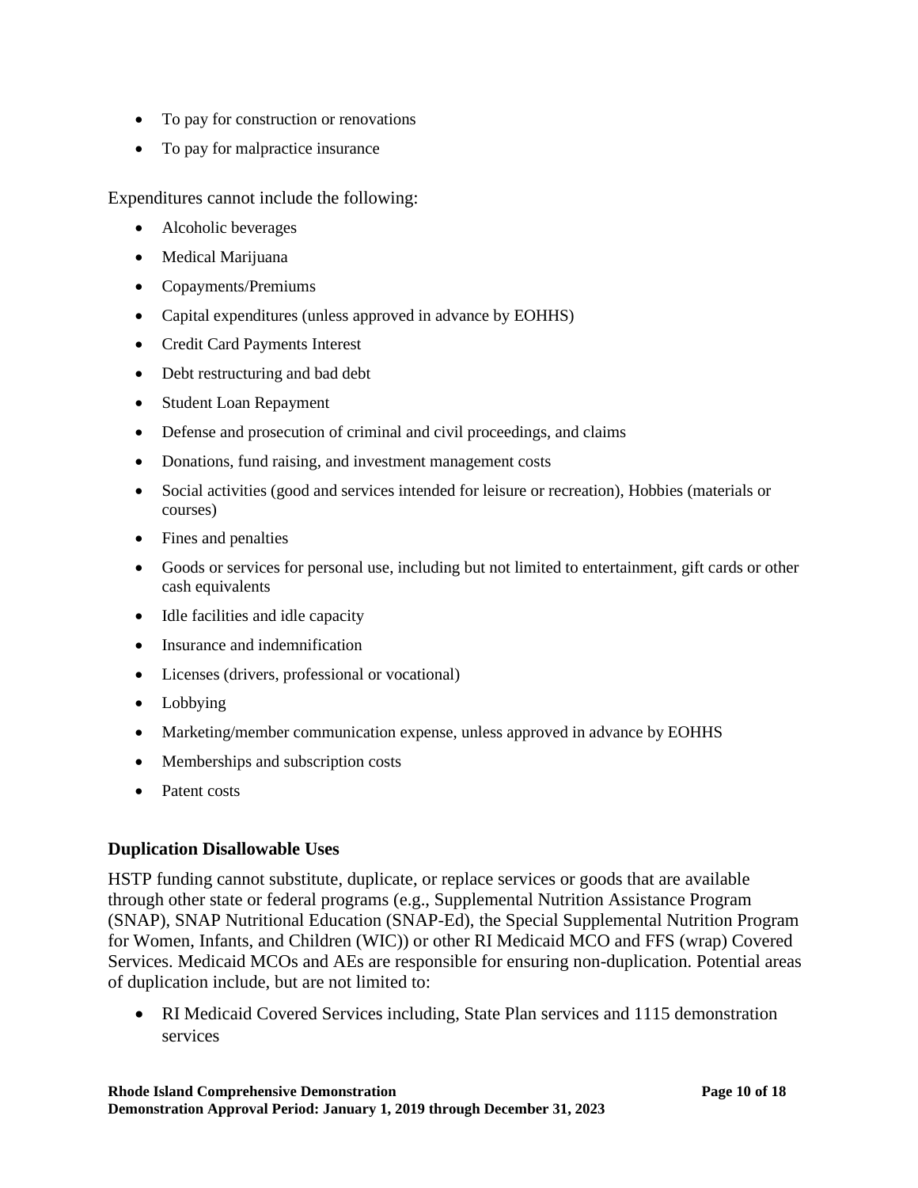- To pay for construction or renovations
- To pay for malpractice insurance

Expenditures cannot include the following:

- Alcoholic beverages
- Medical Marijuana
- Copayments/Premiums
- Capital expenditures (unless approved in advance by EOHHS)
- Credit Card Payments Interest
- Debt restructuring and bad debt
- Student Loan Repayment
- Defense and prosecution of criminal and civil proceedings, and claims
- Donations, fund raising, and investment management costs
- Social activities (good and services intended for leisure or recreation), Hobbies (materials or courses)
- Fines and penalties
- Goods or services for personal use, including but not limited to entertainment, gift cards or other cash equivalents
- Idle facilities and idle capacity
- Insurance and indemnification
- Licenses (drivers, professional or vocational)
- Lobbying
- Marketing/member communication expense, unless approved in advance by EOHHS
- Memberships and subscription costs
- Patent costs

### Duplication Disallowable Uses

HSTP funding cannot substitute, duplicate, or replace services or goods that are available through other state or federal programs (e.g., Supplemental Nutrition Assistance Program (SNAP), SNAP Nutritional Education (SNAP-Ed), the Special Supplemental Nutrition Program for Women, Infants, and Children (WIC)) or other RI Medicaid MCO and FFS (wrap) Covered Services. Medicaid MCOs and AEs are responsible for ensuring non-duplication. Potential areas of duplication include, but are not limited to:

- RI Medicaid Covered Services including, State Plan services and 1115 demonstration services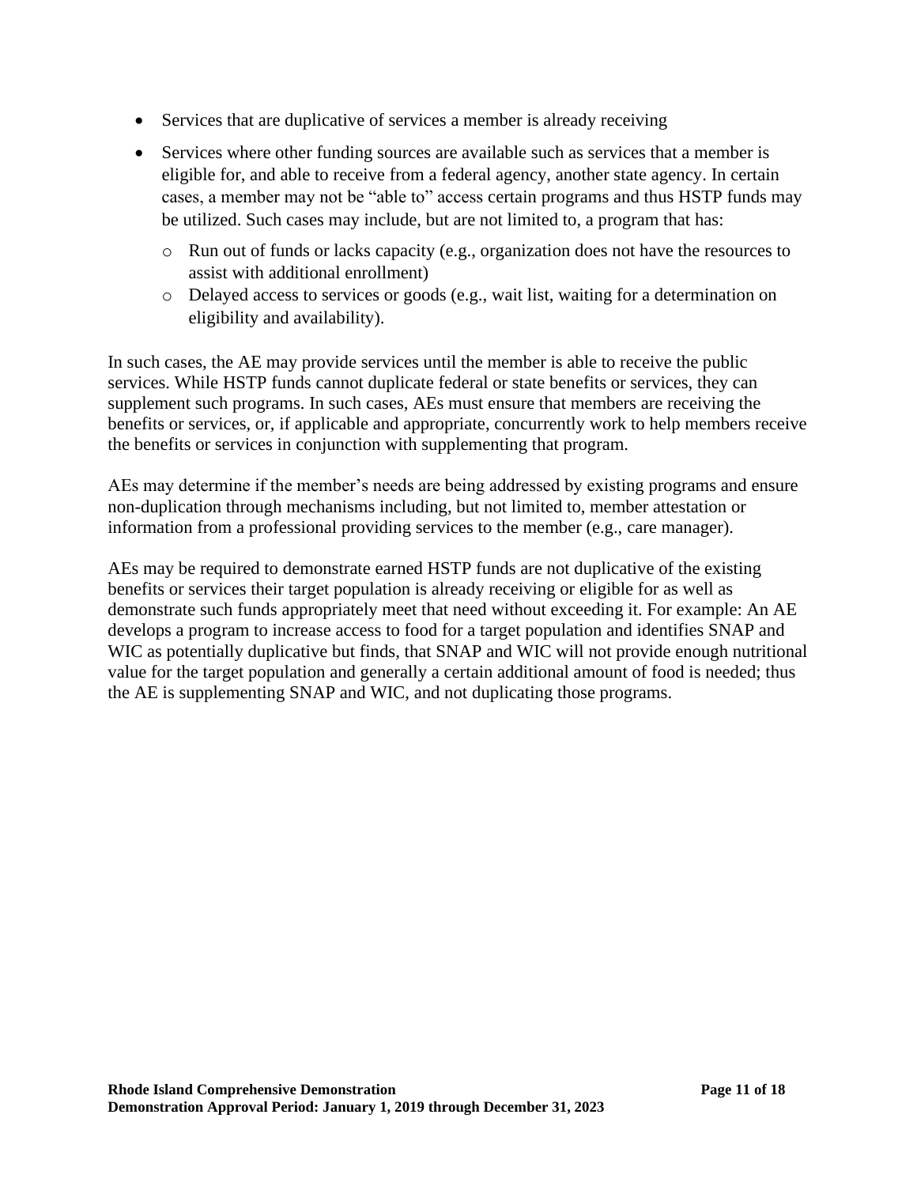- Services that are duplicative of services a member is already receiving
- Services where other funding sources are available such as services that a member is eligible for, and able to receive from a federal agency, another state agency. In certain cases, a member may not be "able to" access certain programs and thus HSTP funds may be utilized. Such cases may include, but are not limited to, a program that has:
  - Run out of funds or lacks capacity (e.g., organization does not have the resources to assist with additional enrollment)
  - Delayed access to services or goods (e.g., wait list, waiting for a determination on eligibility and availability).

In such cases, the AE may provide services until the member is able to receive the public services. While HSTP funds cannot duplicate federal or state benefits or services, they can supplement such programs. In such cases, AEs must ensure that members are receiving the benefits or services, or, if applicable and appropriate, concurrently work to help members receive the benefits or services in conjunction with supplementing that program.

AEs may determine if the member's needs are being addressed by existing programs and ensure non-duplication through mechanisms including, but not limited to, member attestation or information from a professional providing services to the member (e.g., care manager).

AEs may be required to demonstrate earned HSTP funds are not duplicative of the existing benefits or services their target population is already receiving or eligible for as well as demonstrate such funds appropriately meet that need without exceeding it. For example: An AE develops a program to increase access to food for a target population and identifies SNAP and WIC as potentially duplicative but finds, that SNAP and WIC will not provide enough nutritional value for the target population and generally a certain additional amount of food is needed; thus the AE is supplementing SNAP and WIC, and not duplicating those programs.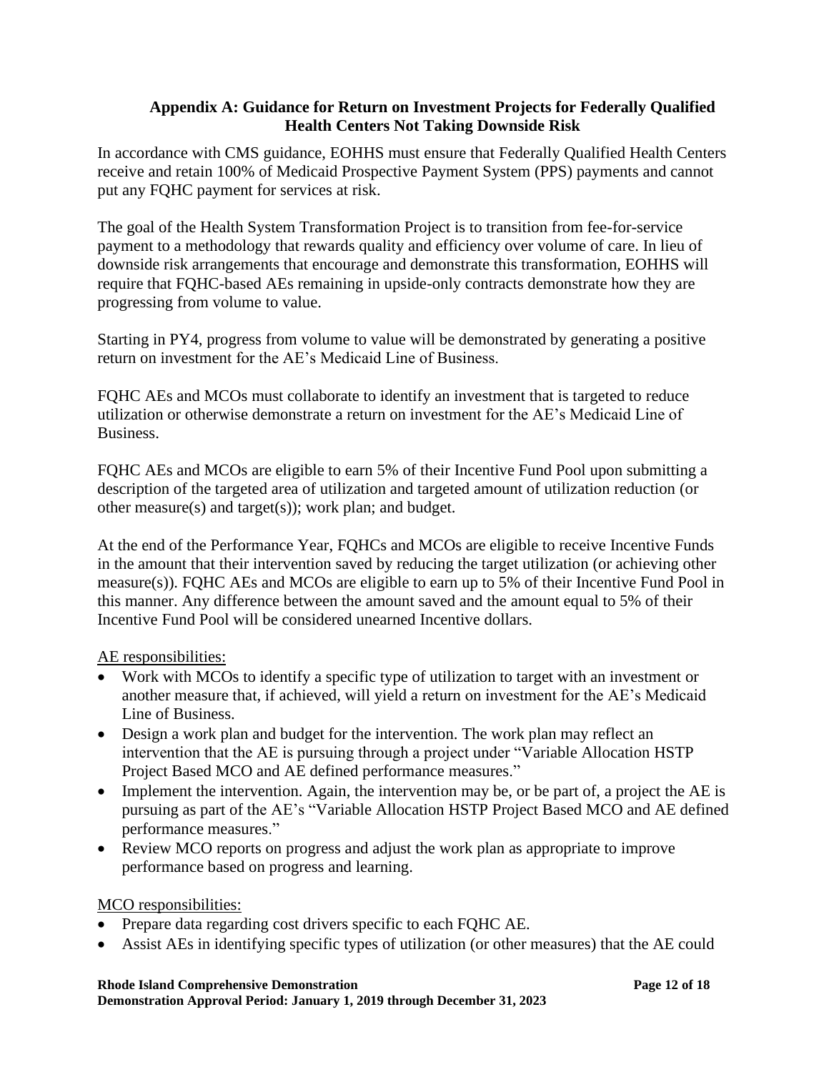### Appendix A: Guidance for Return on Investment Projects for Federally Qualified Health Centers Not Taking Downside Risk

In accordance with CMS guidance, EOHHS must ensure that Federally Qualified Health Centers receive and retain 100% of Medicaid Prospective Payment System (PPS) payments and cannot put any FQHC payment for services at risk.

The goal of the Health System Transformation Project is to transition from fee-for-service payment to a methodology that rewards quality and efficiency over volume of care. In lieu of downside risk arrangements that encourage and demonstrate this transformation, EOHHS will require that FQHC-based AEs remaining in upside-only contracts demonstrate how they are progressing from volume to value.

Starting in PY4, progress from volume to value will be demonstrated by generating a positive return on investment for the AE's Medicaid Line of Business.

FQHC AEs and MCOs must collaborate to identify an investment that is targeted to reduce utilization or otherwise demonstrate a return on investment for the AE's Medicaid Line of Business.

FQHC AEs and MCOs are eligible to earn 5% of their Incentive Fund Pool upon submitting a description of the targeted area of utilization and targeted amount of utilization reduction (or other measure(s) and target(s)); work plan; and budget.

At the end of the Performance Year, FQHCs and MCOs are eligible to receive Incentive Funds in the amount that their intervention saved by reducing the target utilization (or achieving other measure(s)). FQHC AEs and MCOs are eligible to earn up to 5% of their Incentive Fund Pool in this manner. Any difference between the amount saved and the amount equal to 5% of their Incentive Fund Pool will be considered unearned Incentive dollars.

AE responsibilities:

- Work with MCOs to identify a specific type of utilization to target with an investment or another measure that, if achieved, will yield a return on investment for the AE's Medicaid Line of Business.
- Design a work plan and budget for the intervention. The work plan may reflect an intervention that the AE is pursuing through a project under "Variable Allocation HSTP Project Based MCO and AE defined performance measures."
- Implement the intervention. Again, the intervention may be, or be part of, a project the AE is pursuing as part of the AE's "Variable Allocation HSTP Project Based MCO and AE defined performance measures."
- Review MCO reports on progress and adjust the work plan as appropriate to improve performance based on progress and learning.

MCO responsibilities:

- Prepare data regarding cost drivers specific to each FQHC AE.
- Assist AEs in identifying specific types of utilization (or other measures) that the AE could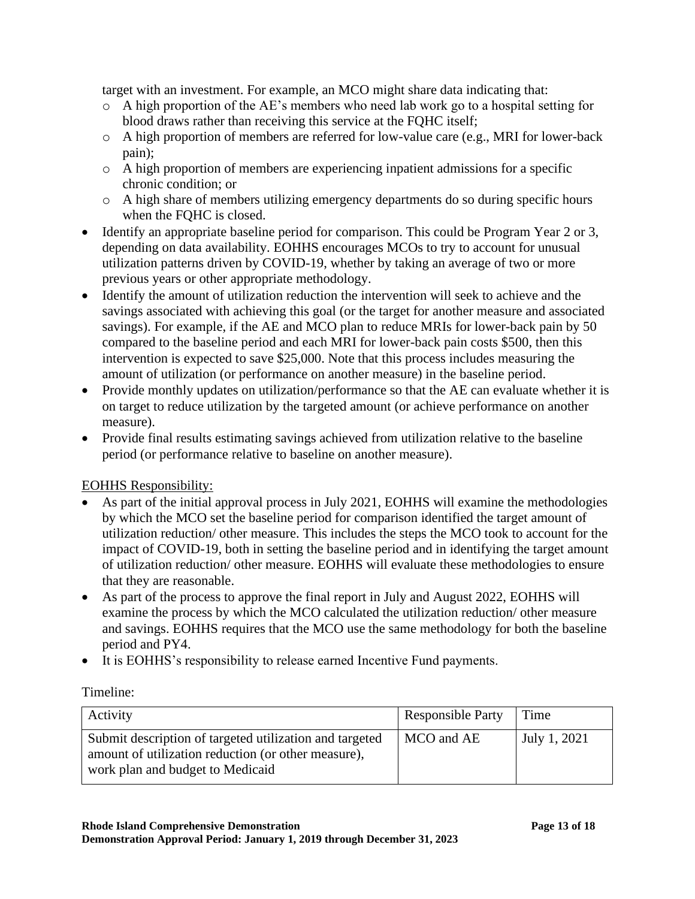target with an investment. For example, an MCO might share data indicating that:
  - A high proportion of the AE's members who need lab work go to a hospital setting for blood draws rather than receiving this service at the FQHC itself;
  - A high proportion of members are referred for low-value care (e.g., MRI for lower-back pain);
  - A high proportion of members are experiencing inpatient admissions for a specific chronic condition; or
  - A high share of members utilizing emergency departments do so during specific hours when the FQHC is closed.
- Identify an appropriate baseline period for comparison. This could be Program Year 2 or 3, depending on data availability. EOHHS encourages MCOs to try to account for unusual utilization patterns driven by COVID-19, whether by taking an average of two or more previous years or other appropriate methodology.
- Identify the amount of utilization reduction the intervention will seek to achieve and the savings associated with achieving this goal (or the target for another measure and associated savings). For example, if the AE and MCO plan to reduce MRIs for lower-back pain by 50 compared to the baseline period and each MRI for lower-back pain costs $500, then this intervention is expected to save $25,000. Note that this process includes measuring the amount of utilization (or performance on another measure) in the baseline period.
- Provide monthly updates on utilization/performance so that the AE can evaluate whether it is on target to reduce utilization by the targeted amount (or achieve performance on another measure).
- Provide final results estimating savings achieved from utilization relative to the baseline period (or performance relative to baseline on another measure).

<u>EOHHS Responsibility:</u>

- As part of the initial approval process in July 2021, EOHHS will examine the methodologies by which the MCO set the baseline period for comparison identified the target amount of utilization reduction/ other measure. This includes the steps the MCO took to account for the impact of COVID-19, both in setting the baseline period and in identifying the target amount of utilization reduction/ other measure. EOHHS will evaluate these methodologies to ensure that they are reasonable.
- As part of the process to approve the final report in July and August 2022, EOHHS will examine the process by which the MCO calculated the utilization reduction/ other measure and savings. EOHHS requires that the MCO use the same methodology for both the baseline period and PY4.
- It is EOHHS's responsibility to release earned Incentive Fund payments.

Timeline:

| Activity | Responsible Party | Time |
| --- | --- | --- |
| Submit description of targeted utilization and targeted amount of utilization reduction (or other measure), work plan and budget to Medicaid | MCO and AE | July 1, 2021 |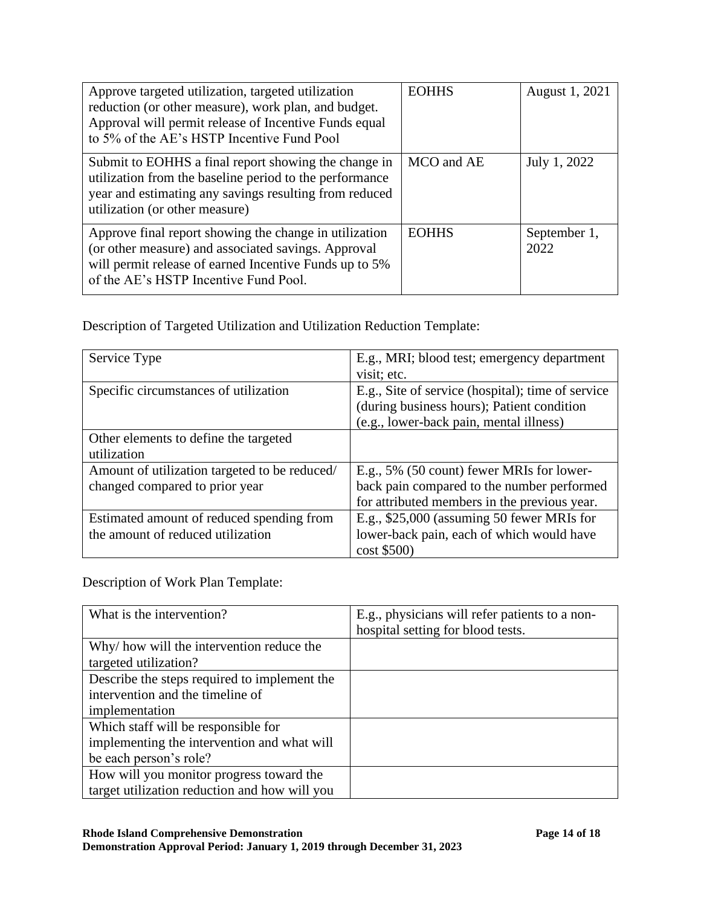| Approve targeted utilization, targeted utilization reduction (or other measure), work plan, and budget. Approval will permit release of Incentive Funds equal to 5% of the AE's HSTP Incentive Fund Pool | EOHHS | August 1, 2021 |
|---|---|---|
| Submit to EOHHS a final report showing the change in utilization from the baseline period to the performance year and estimating any savings resulting from reduced utilization (or other measure) | MCO and AE | July 1, 2022 |
| Approve final report showing the change in utilization (or other measure) and associated savings. Approval will permit release of earned Incentive Funds up to 5% of the AE's HSTP Incentive Fund Pool. | EOHHS | September 1, 2022 |

Description of Targeted Utilization and Utilization Reduction Template:

| Service Type | E.g., MRI; blood test; emergency department visit; etc. |
|---|---|
| Specific circumstances of utilization | E.g., Site of service (hospital); time of service (during business hours); Patient condition (e.g., lower-back pain, mental illness) |
| Other elements to define the targeted utilization | |
| Amount of utilization targeted to be reduced/ changed compared to prior year | E.g., 5% (50 count) fewer MRIs for lower-back pain compared to the number performed for attributed members in the previous year. |
| Estimated amount of reduced spending from the amount of reduced utilization | E.g., $25,000 (assuming 50 fewer MRIs for lower-back pain, each of which would have cost $500) |

Description of Work Plan Template:

| What is the intervention? | E.g., physicians will refer patients to a non-hospital setting for blood tests. |
|---|---|
| Why/ how will the intervention reduce the targeted utilization? | |
| Describe the steps required to implement the intervention and the timeline of implementation | |
| Which staff will be responsible for implementing the intervention and what will be each person's role? | |
| How will you monitor progress toward the target utilization reduction and how will you | |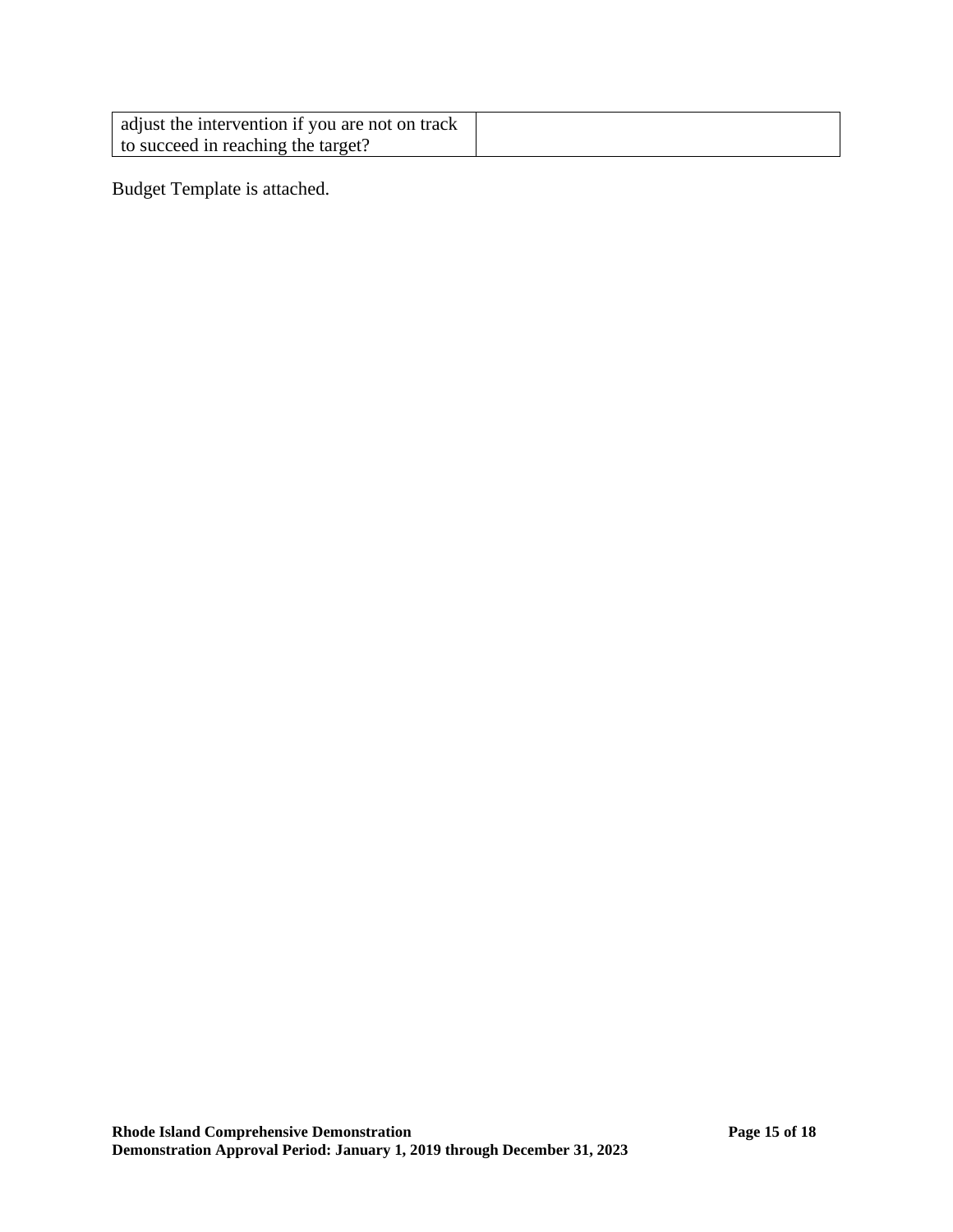| adjust the intervention if you are not on track to succeed in reaching the target? | |
|---|---|

Budget Template is attached.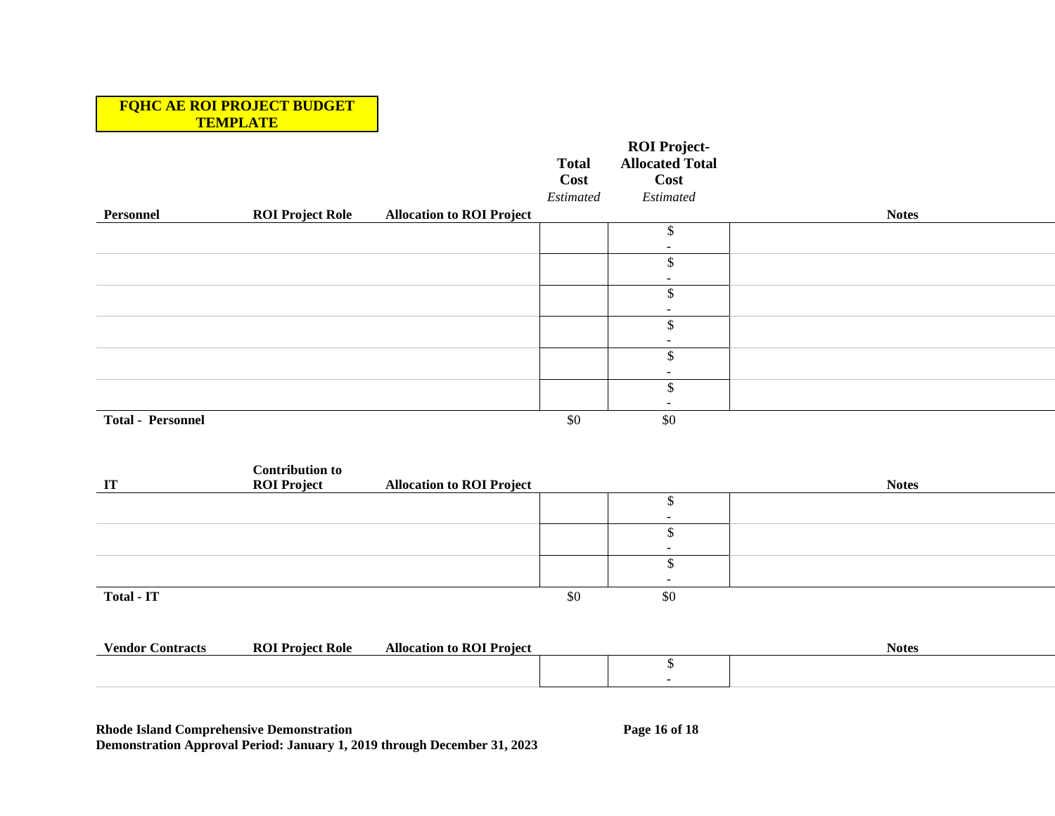**FQHC AE ROI PROJECT BUDGET TEMPLATE**

| Personnel | ROI Project Role | Allocation to ROI Project | Total Cost *Estimated* | ROI Project-Allocated Total Cost *Estimated* | Notes |
|---|---|---|---|---|---|
| | | | | $ - | |
| | | | | $ - | |
| | | | | $ - | |
| | | | | $ - | |
| | | | | $ - | |
| | | | | $ - | |
| **Total - Personnel** | | | $0 | $0 | |

| IT | Contribution to ROI Project | Allocation to ROI Project | | | Notes |
|---|---|---|---|---|---|
| | | | | $ - | |
| | | | | $ - | |
| | | | | $ - | |
| **Total - IT** | | | $0 | $0 | |

| Vendor Contracts | ROI Project Role | Allocation to ROI Project | | | Notes |
|---|---|---|---|---|---|
| | | | | $ - | |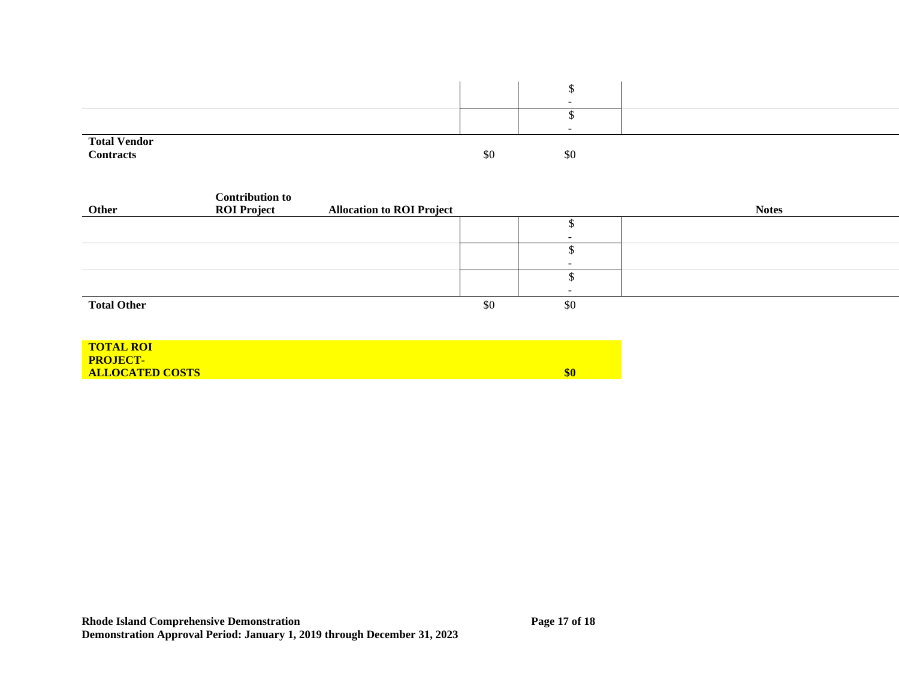| | | | | |
|---|---|---|---|---|
| | | | $ - | |
| | | | $ - | |
| **Total Vendor Contracts** | | $0 | $0 | |

| **Other** | **Contribution to ROI Project** | **Allocation to ROI Project** | | | **Notes** |
|---|---|---|---|---|---|
| | | | | $ - | |
| | | | | $ - | |
| | | | | $ - | |
| **Total Other** | | | $0 | $0 | |

| | |
|---|---|
| **TOTAL ROI PROJECT-ALLOCATED COSTS** | **$0** |

**Rhode Island Comprehensive Demonstration**
**Demonstration Approval Period: January 1, 2019 through December 31, 2023**